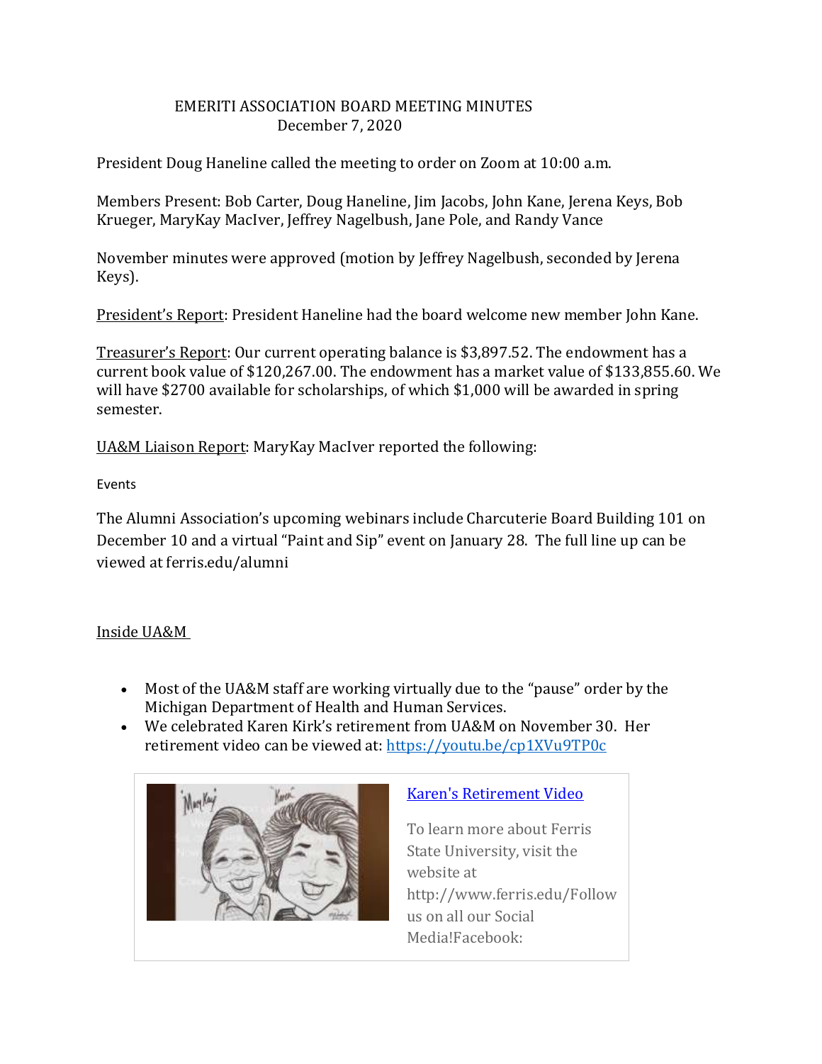EMERITI ASSOCIATION BOARD MEETING MINUTES
December 7, 2020

President Doug Haneline called the meeting to order on Zoom at 10:00 a.m.

Members Present: Bob Carter, Doug Haneline, Jim Jacobs, John Kane, Jerena Keys, Bob Krueger, MaryKay MacIver, Jeffrey Nagelbush, Jane Pole, and Randy Vance

November minutes were approved (motion by Jeffrey Nagelbush, seconded by Jerena Keys).

President's Report: President Haneline had the board welcome new member John Kane.

Treasurer's Report: Our current operating balance is $3,897.52. The endowment has a current book value of $120,267.00. The endowment has a market value of $133,855.60. We will have $2700 available for scholarships, of which $1,000 will be awarded in spring semester.

UA&M Liaison Report: MaryKay MacIver reported the following:

Events

The Alumni Association's upcoming webinars include Charcuterie Board Building 101 on December 10 and a virtual "Paint and Sip" event on January 28. The full line up can be viewed at ferris.edu/alumni

Inside UA&M

- Most of the UA&M staff are working virtually due to the "pause" order by the Michigan Department of Health and Human Services.
- We celebrated Karen Kirk's retirement from UA&M on November 30. Her retirement video can be viewed at: https://youtu.be/cp1XVu9TP0c

Karen's Retirement Video

To learn more about Ferris State University, visit the website at http://www.ferris.edu/Follow us on all our Social Media!Facebook: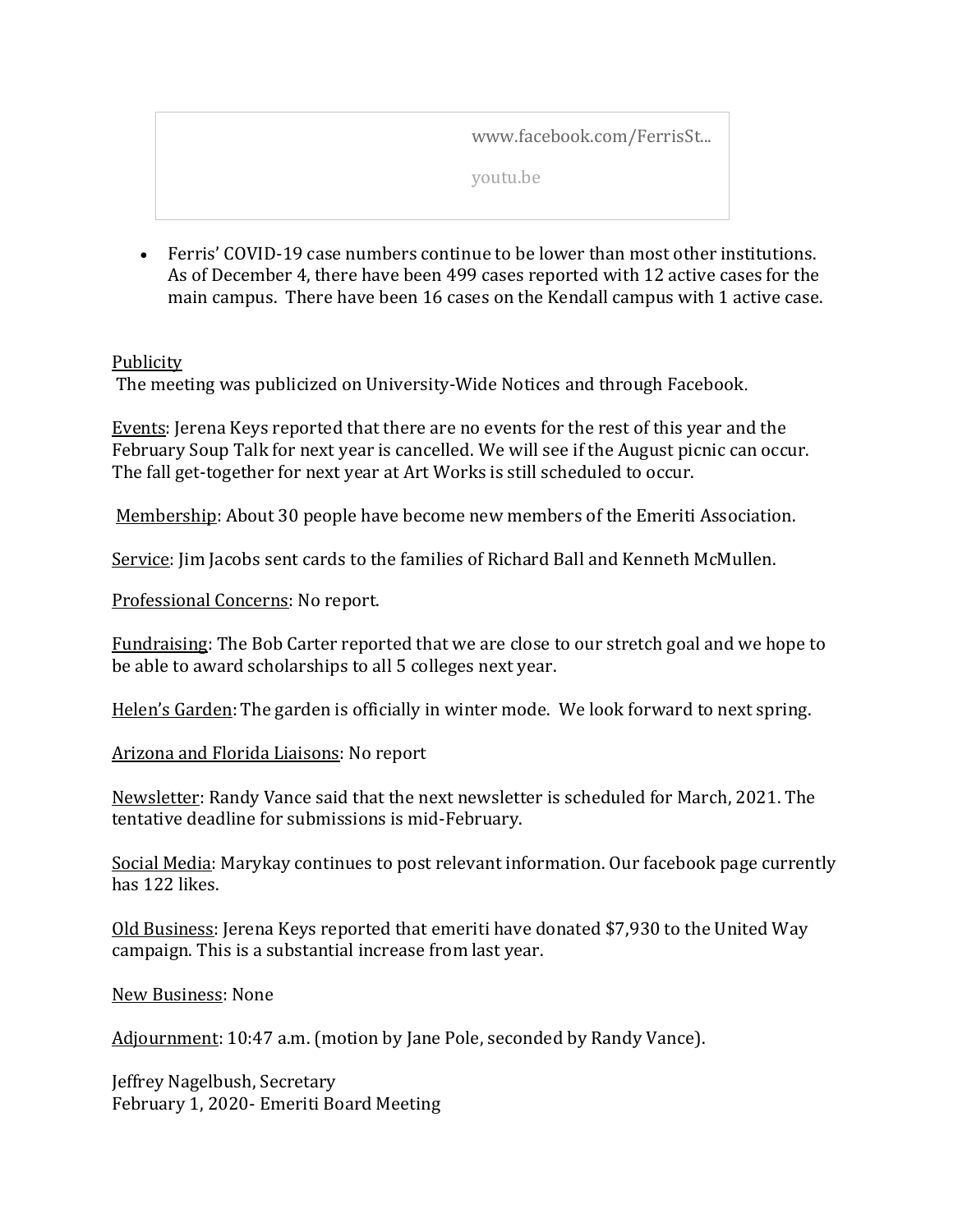www.facebook.com/FerrisSt...

youtu.be

- Ferris' COVID-19 case numbers continue to be lower than most other institutions. As of December 4, there have been 499 cases reported with 12 active cases for the main campus. There have been 16 cases on the Kendall campus with 1 active case.

<u>Publicity</u>
The meeting was publicized on University-Wide Notices and through Facebook.

<u>Events</u>: Jerena Keys reported that there are no events for the rest of this year and the February Soup Talk for next year is cancelled. We will see if the August picnic can occur. The fall get-together for next year at Art Works is still scheduled to occur.

<u>Membership</u>: About 30 people have become new members of the Emeriti Association.

<u>Service</u>: Jim Jacobs sent cards to the families of Richard Ball and Kenneth McMullen.

<u>Professional Concerns</u>: No report.

<u>Fundraising</u>: The Bob Carter reported that we are close to our stretch goal and we hope to be able to award scholarships to all 5 colleges next year.

<u>Helen's Garden</u>: The garden is officially in winter mode. We look forward to next spring.

<u>Arizona and Florida Liaisons</u>: No report

<u>Newsletter</u>: Randy Vance said that the next newsletter is scheduled for March, 2021. The tentative deadline for submissions is mid-February.

<u>Social Media</u>: Marykay continues to post relevant information. Our facebook page currently has 122 likes.

<u>Old Business</u>: Jerena Keys reported that emeriti have donated $7,930 to the United Way campaign. This is a substantial increase from last year.

<u>New Business</u>: None

<u>Adjournment</u>: 10:47 a.m. (motion by Jane Pole, seconded by Randy Vance).

Jeffrey Nagelbush, Secretary
February 1, 2020- Emeriti Board Meeting